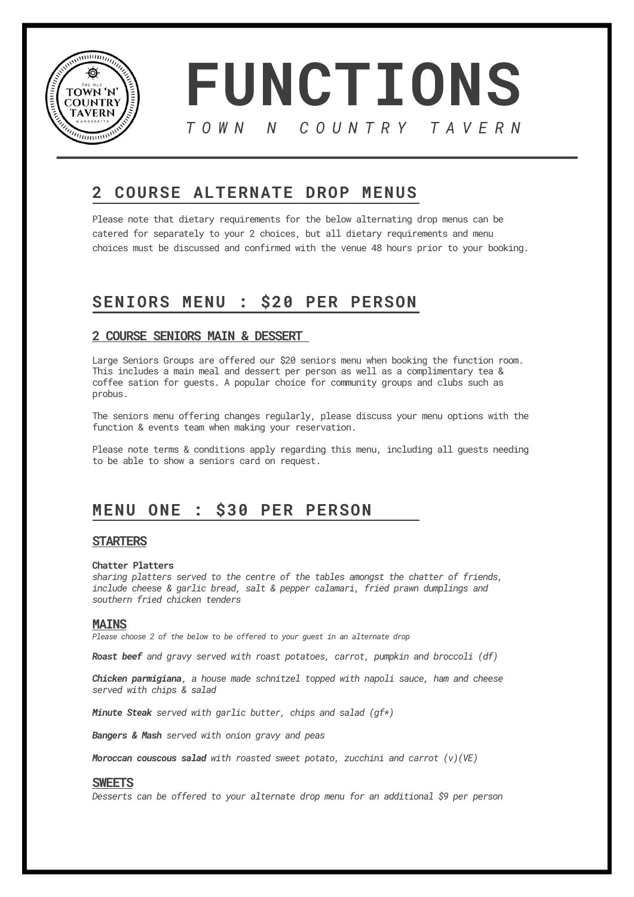# FUNCTIONS

*TOWN N COUNTRY TAVERN*

## 2 COURSE ALTERNATE DROP MENUS

Please note that dietary requirements for the below alternating drop menus can be catered for separately to your 2 choices, but all dietary requirements and menu choices must be discussed and confirmed with the venue 48 hours prior to your booking.

## SENIORS MENU : $20 PER PERSON

### 2 COURSE SENIORS MAIN & DESSERT

Large Seniors Groups are offered our $20 seniors menu when booking the function room. This includes a main meal and dessert per person as well as a complimentary tea & coffee sation for guests. A popular choice for community groups and clubs such as probus.

The seniors menu offering changes regularly, please discuss your menu options with the function & events team when making your reservation.

Please note terms & conditions apply regarding this menu, including all guests needing to be able to show a seniors card on request.

## MENU ONE : $30 PER PERSON

### STARTERS

**Chatter Platters**
*sharing platters served to the centre of the tables amongst the chatter of friends, include cheese & garlic bread, salt & pepper calamari, fried prawn dumplings and southern fried chicken tenders*

### MAINS

*Please choose 2 of the below to be offered to your guest in an alternate drop*

***Roast beef*** *and gravy served with roast potatoes, carrot, pumpkin and broccoli (df)*

***Chicken parmigiana****, a house made schnitzel topped with napoli sauce, ham and cheese served with chips & salad*

***Minute Steak*** *served with garlic butter, chips and salad (gf*)*

***Bangers & Mash*** *served with onion gravy and peas*

***Moroccan couscous salad*** *with roasted sweet potato, zucchini and carrot (v)(VE)*

### SWEETS

*Desserts can be offered to your alternate drop menu for an additional $9 per person*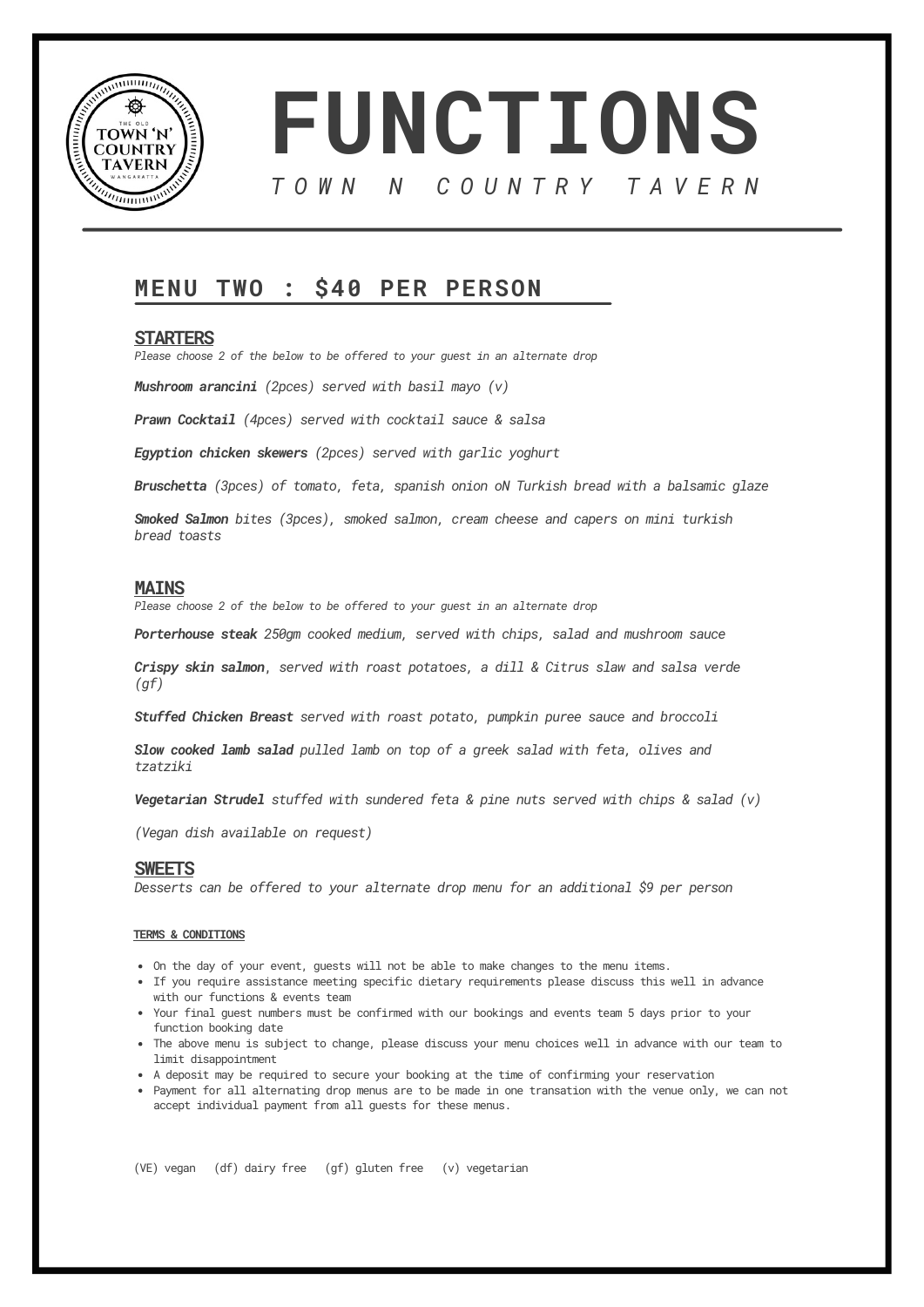# FUNCTIONS

*TOWN N COUNTRY TAVERN*

## MENU TWO : $40 PER PERSON

### STARTERS

*Please choose 2 of the below to be offered to your guest in an alternate drop*

***Mushroom arancini*** *(2pces) served with basil mayo (v)*

***Prawn Cocktail*** *(4pces) served with cocktail sauce & salsa*

***Egyption chicken skewers*** *(2pces) served with garlic yoghurt*

***Bruschetta*** *(3pces) of tomato, feta, spanish onion oN Turkish bread with a balsamic glaze*

***Smoked Salmon*** *bites (3pces), smoked salmon, cream cheese and capers on mini turkish bread toasts*

### MAINS

*Please choose 2 of the below to be offered to your guest in an alternate drop*

***Porterhouse steak*** *250gm cooked medium, served with chips, salad and mushroom sauce*

***Crispy skin salmon****, served with roast potatoes, a dill & Citrus slaw and salsa verde (gf)*

***Stuffed Chicken Breast*** *served with roast potato, pumpkin puree sauce and broccoli*

***Slow cooked lamb salad*** *pulled lamb on top of a greek salad with feta, olives and tzatziki*

***Vegetarian Strudel*** *stuffed with sundered feta & pine nuts served with chips & salad (v)*

*(Vegan dish available on request)*

### SWEETS

*Desserts can be offered to your alternate drop menu for an additional $9 per person*

#### TERMS & CONDITIONS

- On the day of your event, guests will not be able to make changes to the menu items.
- If you require assistance meeting specific dietary requirements please discuss this well in advance with our functions & events team
- Your final guest numbers must be confirmed with our bookings and events team 5 days prior to your function booking date
- The above menu is subject to change, please discuss your menu choices well in advance with our team to limit disappointment
- A deposit may be required to secure your booking at the time of confirming your reservation
- Payment for all alternating drop menus are to be made in one transation with the venue only, we can not accept individual payment from all guests for these menus.

(VE) vegan (df) dairy free (gf) gluten free (v) vegetarian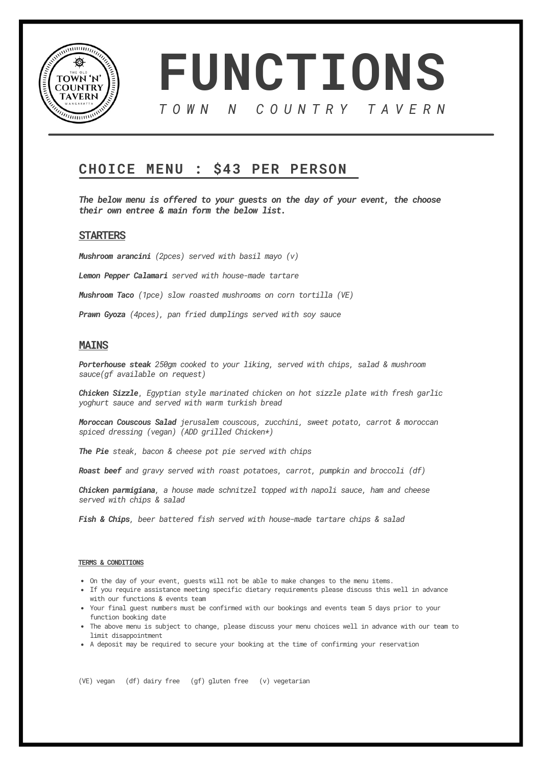# FUNCTIONS

*TOWN N COUNTRY TAVERN*

## CHOICE MENU : $43 PER PERSON

***The below menu is offered to your guests on the day of your event, the choose their own entree & main form the below list.***

### STARTERS

***Mushroom arancini*** *(2pces) served with basil mayo (v)*

***Lemon Pepper Calamari*** *served with house-made tartare*

***Mushroom Taco*** *(1pce) slow roasted mushrooms on corn tortilla (VE)*

***Prawn Gyoza*** *(4pces), pan fried dumplings served with soy sauce*

### MAINS

***Porterhouse steak*** *250gm cooked to your liking, served with chips, salad & mushroom sauce(gf available on request)*

***Chicken Sizzle****, Egyptian style marinated chicken on hot sizzle plate with fresh garlic yoghurt sauce and served with warm turkish bread*

***Moroccan Couscous Salad*** *jerusalem couscous, zucchini, sweet potato, carrot & moroccan spiced dressing (vegan) (ADD grilled Chicken*)*

***The Pie*** *steak, bacon & cheese pot pie served with chips*

***Roast beef*** *and gravy served with roast potatoes, carrot, pumpkin and broccoli (df)*

***Chicken parmigiana****, a house made schnitzel topped with napoli sauce, ham and cheese served with chips & salad*

***Fish & Chips****, beer battered fish served with house-made tartare chips & salad*

**TERMS & CONDITIONS**

- On the day of your event, guests will not be able to make changes to the menu items.
- If you require assistance meeting specific dietary requirements please discuss this well in advance with our functions & events team
- Your final guest numbers must be confirmed with our bookings and events team 5 days prior to your function booking date
- The above menu is subject to change, please discuss your menu choices well in advance with our team to limit disappointment
- A deposit may be required to secure your booking at the time of confirming your reservation

(VE) vegan (df) dairy free (gf) gluten free (v) vegetarian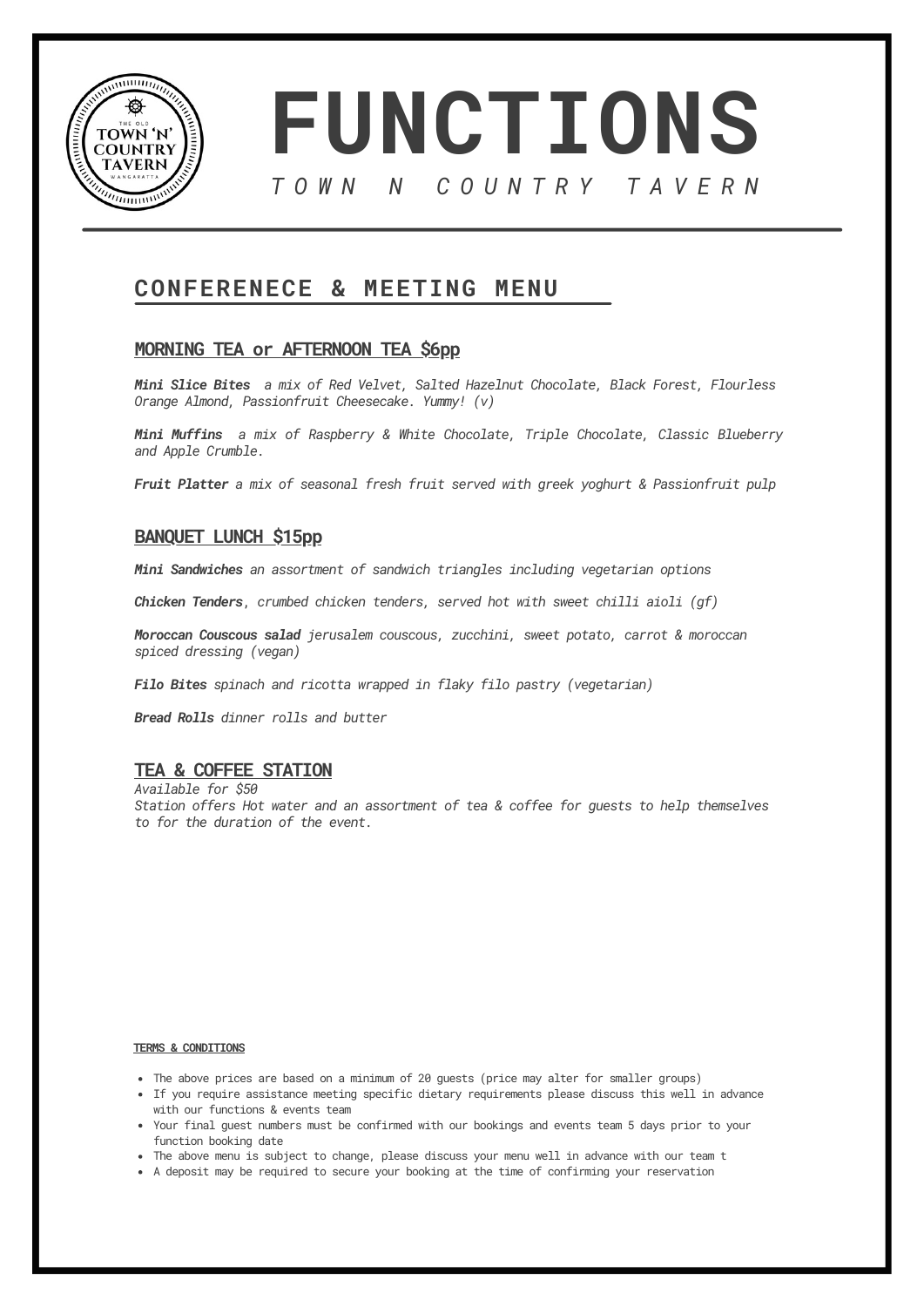# FUNCTIONS

*TOWN N COUNTRY TAVERN*

## CONFERENECE & MEETING MENU

### MORNING TEA or AFTERNOON TEA $6pp

***Mini Slice Bites*** *a mix of Red Velvet, Salted Hazelnut Chocolate, Black Forest, Flourless Orange Almond, Passionfruit Cheesecake. Yummy! (v)*

***Mini Muffins*** *a mix of Raspberry & White Chocolate, Triple Chocolate, Classic Blueberry and Apple Crumble.*

***Fruit Platter*** *a mix of seasonal fresh fruit served with greek yoghurt & Passionfruit pulp*

### BANQUET LUNCH $15pp

***Mini Sandwiches*** *an assortment of sandwich triangles including vegetarian options*

***Chicken Tenders****, crumbed chicken tenders, served hot with sweet chilli aioli (gf)*

***Moroccan Couscous salad*** *jerusalem couscous, zucchini, sweet potato, carrot & moroccan spiced dressing (vegan)*

***Filo Bites*** *spinach and ricotta wrapped in flaky filo pastry (vegetarian)*

***Bread Rolls*** *dinner rolls and butter*

### TEA & COFFEE STATION

*Available for $50*
*Station offers Hot water and an assortment of tea & coffee for guests to help themselves to for the duration of the event.*

**TERMS & CONDITIONS**

- The above prices are based on a minimum of 20 guests (price may alter for smaller groups)
- If you require assistance meeting specific dietary requirements please discuss this well in advance with our functions & events team
- Your final guest numbers must be confirmed with our bookings and events team 5 days prior to your function booking date
- The above menu is subject to change, please discuss your menu well in advance with our team t
- A deposit may be required to secure your booking at the time of confirming your reservation